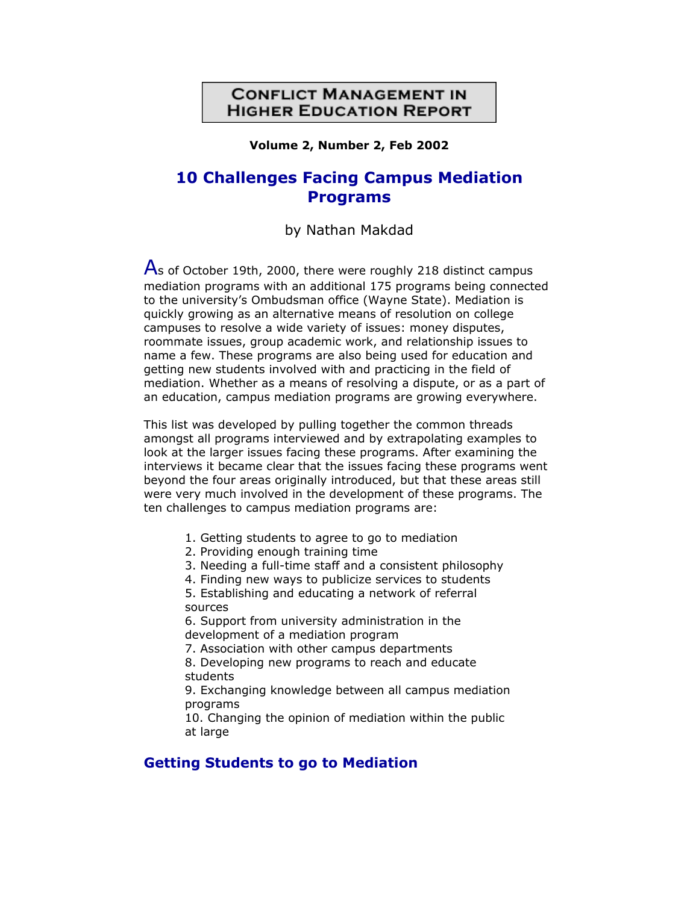# CONFLICT MANAGEMENT IN HIGHER EDUCATION REPORT

**Volume 2, Number 2, Feb 2002**

## 10 Challenges Facing Campus Mediation Programs

by Nathan Makdad

As of October 19th, 2000, there were roughly 218 distinct campus mediation programs with an additional 175 programs being connected to the university's Ombudsman office (Wayne State). Mediation is quickly growing as an alternative means of resolution on college campuses to resolve a wide variety of issues: money disputes, roommate issues, group academic work, and relationship issues to name a few. These programs are also being used for education and getting new students involved with and practicing in the field of mediation. Whether as a means of resolving a dispute, or as a part of an education, campus mediation programs are growing everywhere.

This list was developed by pulling together the common threads amongst all programs interviewed and by extrapolating examples to look at the larger issues facing these programs. After examining the interviews it became clear that the issues facing these programs went beyond the four areas originally introduced, but that these areas still were very much involved in the development of these programs. The ten challenges to campus mediation programs are:

1. Getting students to agree to go to mediation
2. Providing enough training time
3. Needing a full-time staff and a consistent philosophy
4. Finding new ways to publicize services to students
5. Establishing and educating a network of referral sources
6. Support from university administration in the development of a mediation program
7. Association with other campus departments
8. Developing new programs to reach and educate students
9. Exchanging knowledge between all campus mediation programs
10. Changing the opinion of mediation within the public at large

### Getting Students to go to Mediation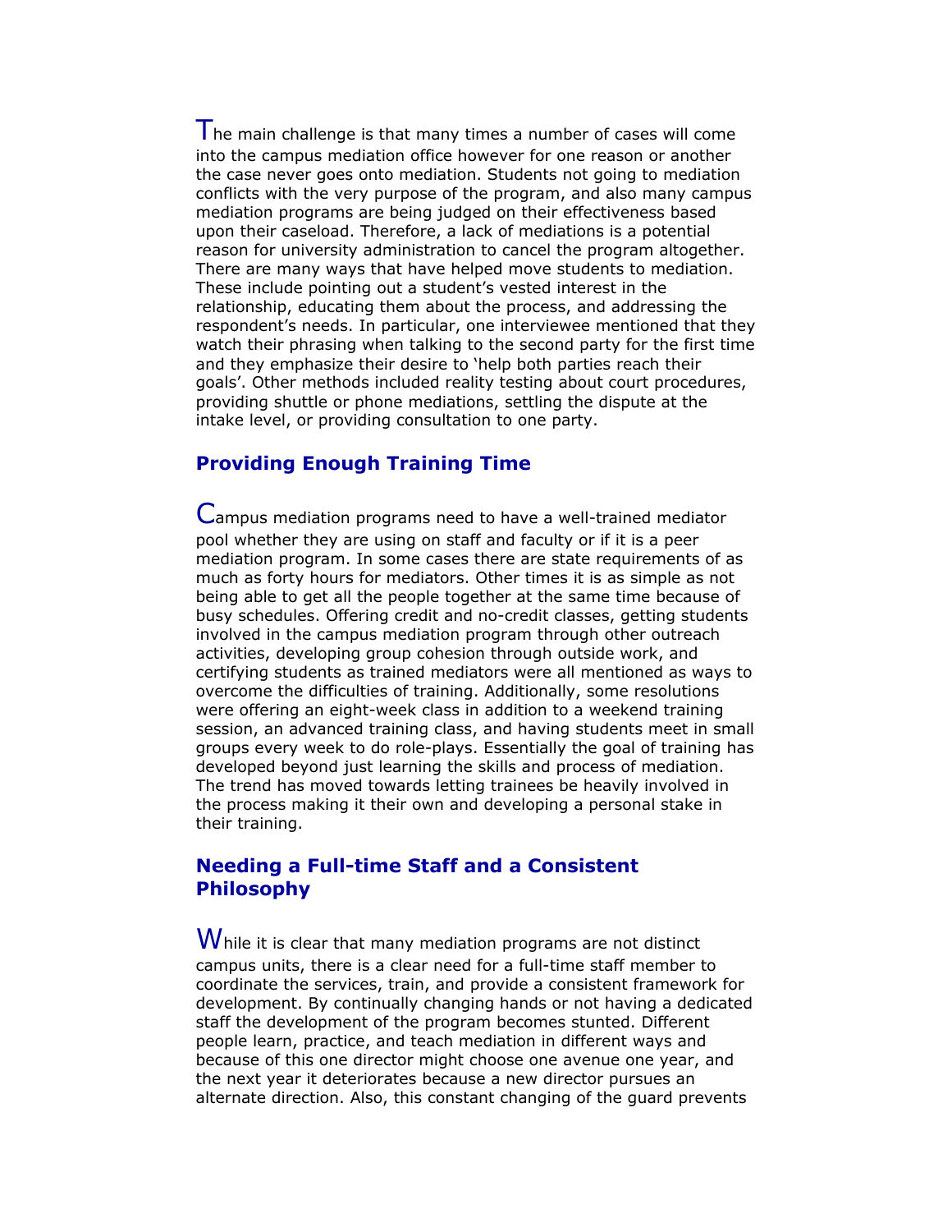The main challenge is that many times a number of cases will come into the campus mediation office however for one reason or another the case never goes onto mediation. Students not going to mediation conflicts with the very purpose of the program, and also many campus mediation programs are being judged on their effectiveness based upon their caseload. Therefore, a lack of mediations is a potential reason for university administration to cancel the program altogether. There are many ways that have helped move students to mediation. These include pointing out a student's vested interest in the relationship, educating them about the process, and addressing the respondent's needs. In particular, one interviewee mentioned that they watch their phrasing when talking to the second party for the first time and they emphasize their desire to 'help both parties reach their goals'. Other methods included reality testing about court procedures, providing shuttle or phone mediations, settling the dispute at the intake level, or providing consultation to one party.

## Providing Enough Training Time

Campus mediation programs need to have a well-trained mediator pool whether they are using on staff and faculty or if it is a peer mediation program. In some cases there are state requirements of as much as forty hours for mediators. Other times it is as simple as not being able to get all the people together at the same time because of busy schedules. Offering credit and no-credit classes, getting students involved in the campus mediation program through other outreach activities, developing group cohesion through outside work, and certifying students as trained mediators were all mentioned as ways to overcome the difficulties of training. Additionally, some resolutions were offering an eight-week class in addition to a weekend training session, an advanced training class, and having students meet in small groups every week to do role-plays. Essentially the goal of training has developed beyond just learning the skills and process of mediation. The trend has moved towards letting trainees be heavily involved in the process making it their own and developing a personal stake in their training.

## Needing a Full-time Staff and a Consistent Philosophy

While it is clear that many mediation programs are not distinct campus units, there is a clear need for a full-time staff member to coordinate the services, train, and provide a consistent framework for development. By continually changing hands or not having a dedicated staff the development of the program becomes stunted. Different people learn, practice, and teach mediation in different ways and because of this one director might choose one avenue one year, and the next year it deteriorates because a new director pursues an alternate direction. Also, this constant changing of the guard prevents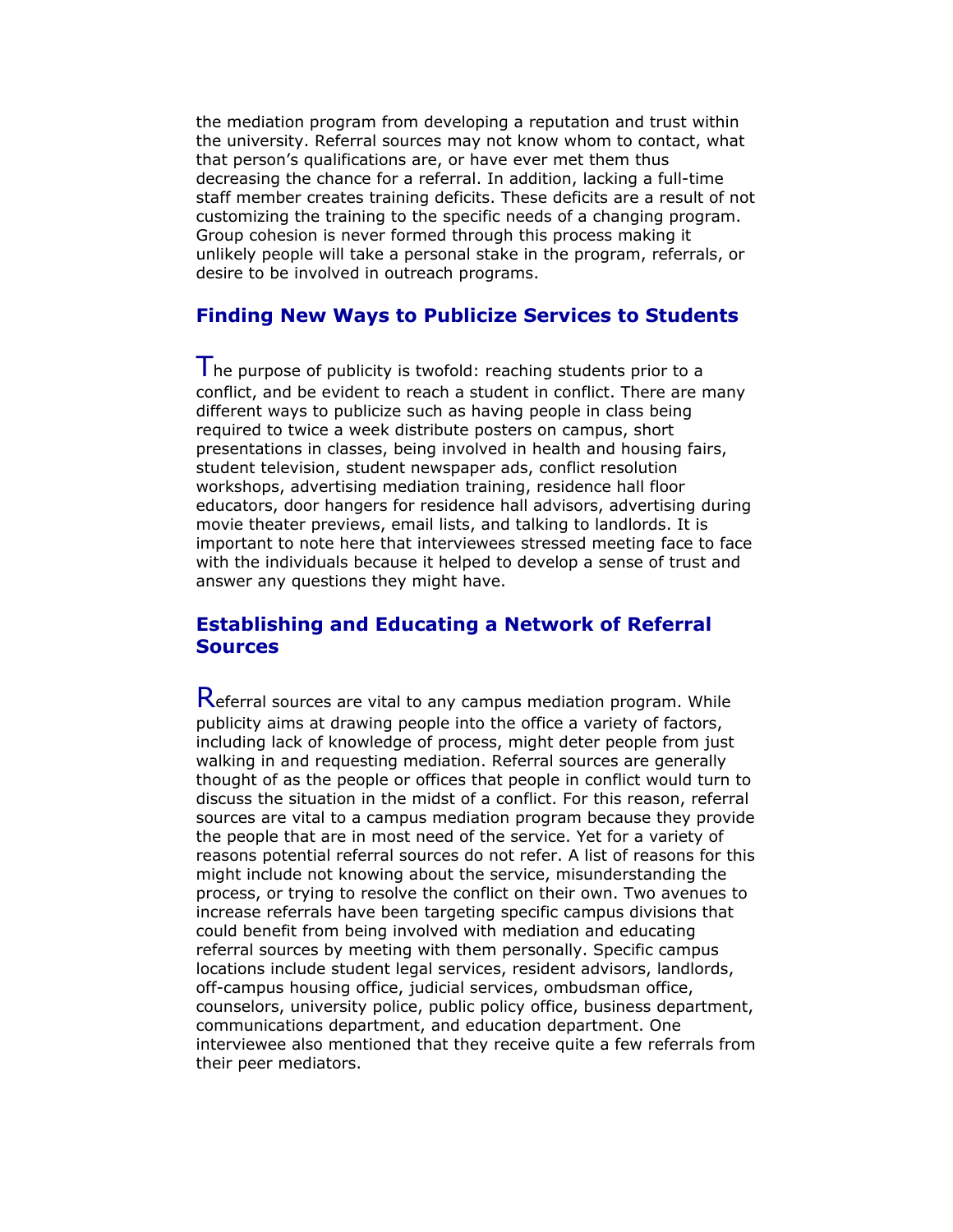the mediation program from developing a reputation and trust within the university. Referral sources may not know whom to contact, what that person's qualifications are, or have ever met them thus decreasing the chance for a referral. In addition, lacking a full-time staff member creates training deficits. These deficits are a result of not customizing the training to the specific needs of a changing program. Group cohesion is never formed through this process making it unlikely people will take a personal stake in the program, referrals, or desire to be involved in outreach programs.

## Finding New Ways to Publicize Services to Students

The purpose of publicity is twofold: reaching students prior to a conflict, and be evident to reach a student in conflict. There are many different ways to publicize such as having people in class being required to twice a week distribute posters on campus, short presentations in classes, being involved in health and housing fairs, student television, student newspaper ads, conflict resolution workshops, advertising mediation training, residence hall floor educators, door hangers for residence hall advisors, advertising during movie theater previews, email lists, and talking to landlords. It is important to note here that interviewees stressed meeting face to face with the individuals because it helped to develop a sense of trust and answer any questions they might have.

## Establishing and Educating a Network of Referral Sources

Referral sources are vital to any campus mediation program. While publicity aims at drawing people into the office a variety of factors, including lack of knowledge of process, might deter people from just walking in and requesting mediation. Referral sources are generally thought of as the people or offices that people in conflict would turn to discuss the situation in the midst of a conflict. For this reason, referral sources are vital to a campus mediation program because they provide the people that are in most need of the service. Yet for a variety of reasons potential referral sources do not refer. A list of reasons for this might include not knowing about the service, misunderstanding the process, or trying to resolve the conflict on their own. Two avenues to increase referrals have been targeting specific campus divisions that could benefit from being involved with mediation and educating referral sources by meeting with them personally. Specific campus locations include student legal services, resident advisors, landlords, off-campus housing office, judicial services, ombudsman office, counselors, university police, public policy office, business department, communications department, and education department. One interviewee also mentioned that they receive quite a few referrals from their peer mediators.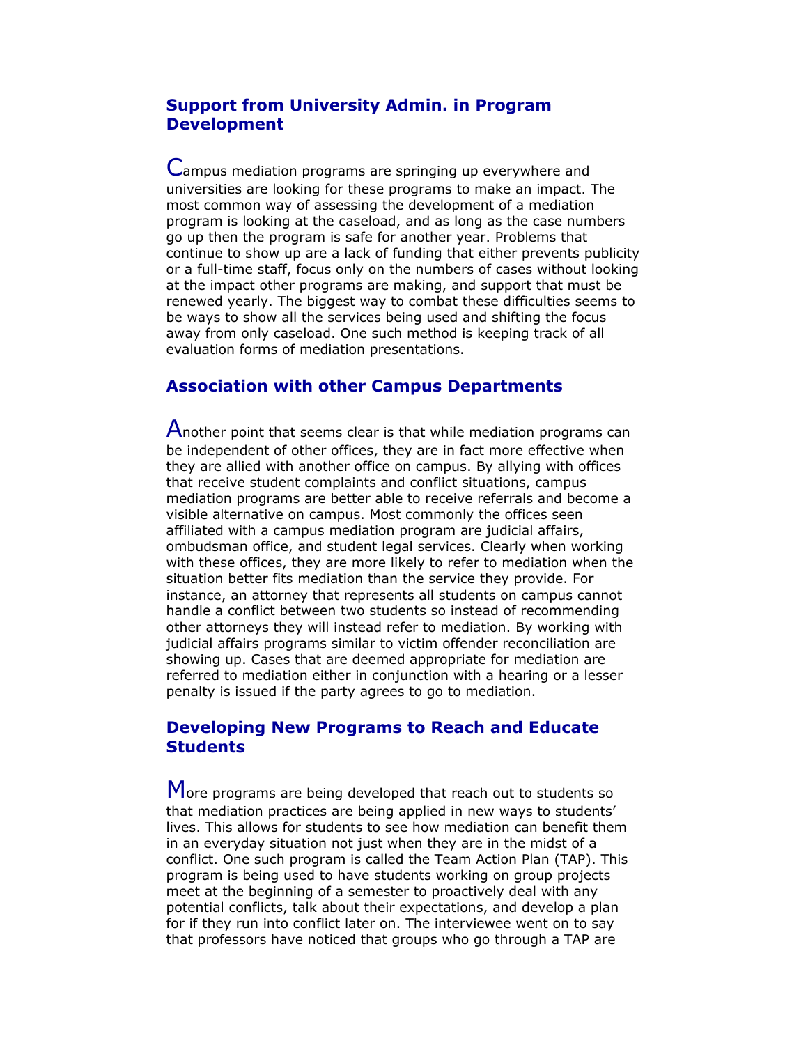## Support from University Admin. in Program Development

Campus mediation programs are springing up everywhere and universities are looking for these programs to make an impact. The most common way of assessing the development of a mediation program is looking at the caseload, and as long as the case numbers go up then the program is safe for another year. Problems that continue to show up are a lack of funding that either prevents publicity or a full-time staff, focus only on the numbers of cases without looking at the impact other programs are making, and support that must be renewed yearly. The biggest way to combat these difficulties seems to be ways to show all the services being used and shifting the focus away from only caseload. One such method is keeping track of all evaluation forms of mediation presentations.

## Association with other Campus Departments

Another point that seems clear is that while mediation programs can be independent of other offices, they are in fact more effective when they are allied with another office on campus. By allying with offices that receive student complaints and conflict situations, campus mediation programs are better able to receive referrals and become a visible alternative on campus. Most commonly the offices seen affiliated with a campus mediation program are judicial affairs, ombudsman office, and student legal services. Clearly when working with these offices, they are more likely to refer to mediation when the situation better fits mediation than the service they provide. For instance, an attorney that represents all students on campus cannot handle a conflict between two students so instead of recommending other attorneys they will instead refer to mediation. By working with judicial affairs programs similar to victim offender reconciliation are showing up. Cases that are deemed appropriate for mediation are referred to mediation either in conjunction with a hearing or a lesser penalty is issued if the party agrees to go to mediation.

## Developing New Programs to Reach and Educate Students

More programs are being developed that reach out to students so that mediation practices are being applied in new ways to students' lives. This allows for students to see how mediation can benefit them in an everyday situation not just when they are in the midst of a conflict. One such program is called the Team Action Plan (TAP). This program is being used to have students working on group projects meet at the beginning of a semester to proactively deal with any potential conflicts, talk about their expectations, and develop a plan for if they run into conflict later on. The interviewee went on to say that professors have noticed that groups who go through a TAP are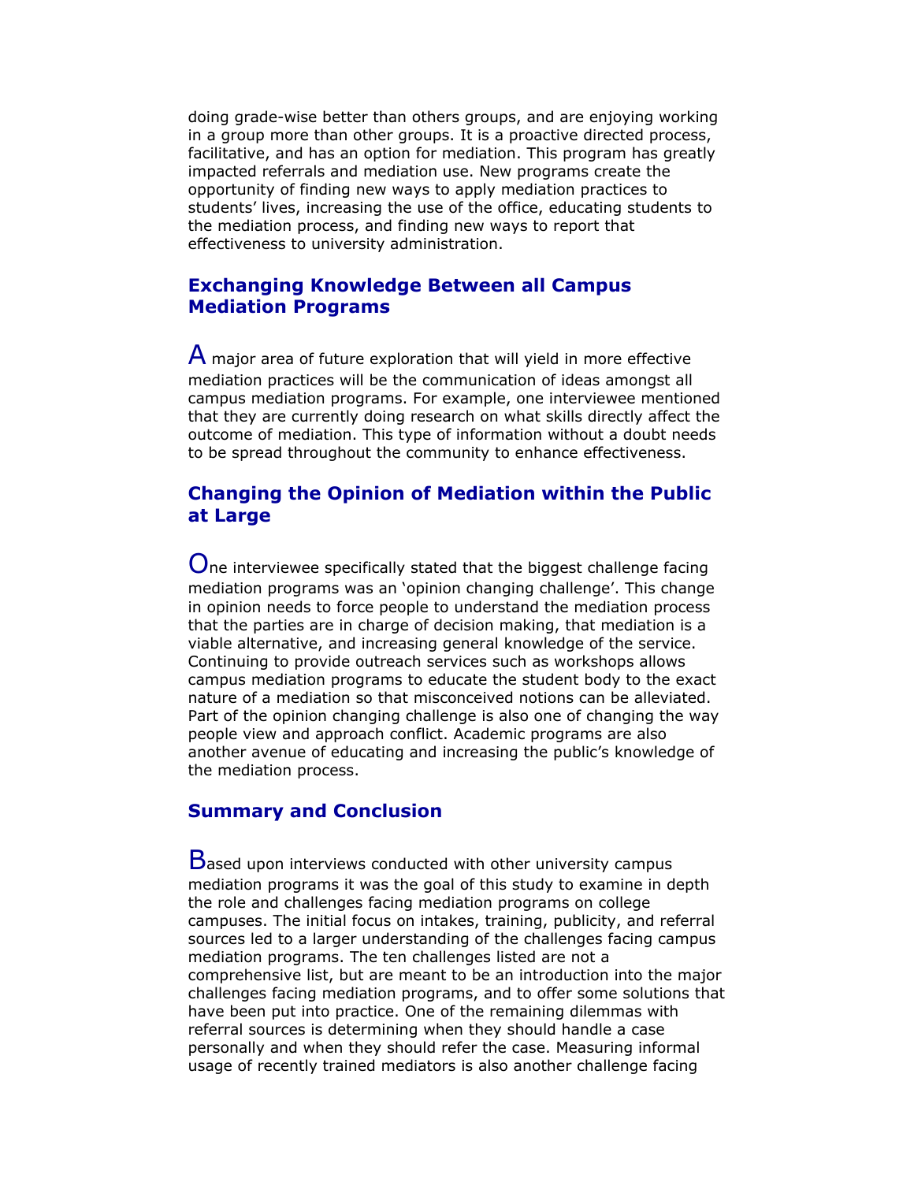doing grade-wise better than others groups, and are enjoying working in a group more than other groups. It is a proactive directed process, facilitative, and has an option for mediation. This program has greatly impacted referrals and mediation use. New programs create the opportunity of finding new ways to apply mediation practices to students' lives, increasing the use of the office, educating students to the mediation process, and finding new ways to report that effectiveness to university administration.

## Exchanging Knowledge Between all Campus Mediation Programs

A major area of future exploration that will yield in more effective mediation practices will be the communication of ideas amongst all campus mediation programs. For example, one interviewee mentioned that they are currently doing research on what skills directly affect the outcome of mediation. This type of information without a doubt needs to be spread throughout the community to enhance effectiveness.

## Changing the Opinion of Mediation within the Public at Large

One interviewee specifically stated that the biggest challenge facing mediation programs was an 'opinion changing challenge'. This change in opinion needs to force people to understand the mediation process that the parties are in charge of decision making, that mediation is a viable alternative, and increasing general knowledge of the service. Continuing to provide outreach services such as workshops allows campus mediation programs to educate the student body to the exact nature of a mediation so that misconceived notions can be alleviated. Part of the opinion changing challenge is also one of changing the way people view and approach conflict. Academic programs are also another avenue of educating and increasing the public's knowledge of the mediation process.

## Summary and Conclusion

Based upon interviews conducted with other university campus mediation programs it was the goal of this study to examine in depth the role and challenges facing mediation programs on college campuses. The initial focus on intakes, training, publicity, and referral sources led to a larger understanding of the challenges facing campus mediation programs. The ten challenges listed are not a comprehensive list, but are meant to be an introduction into the major challenges facing mediation programs, and to offer some solutions that have been put into practice. One of the remaining dilemmas with referral sources is determining when they should handle a case personally and when they should refer the case. Measuring informal usage of recently trained mediators is also another challenge facing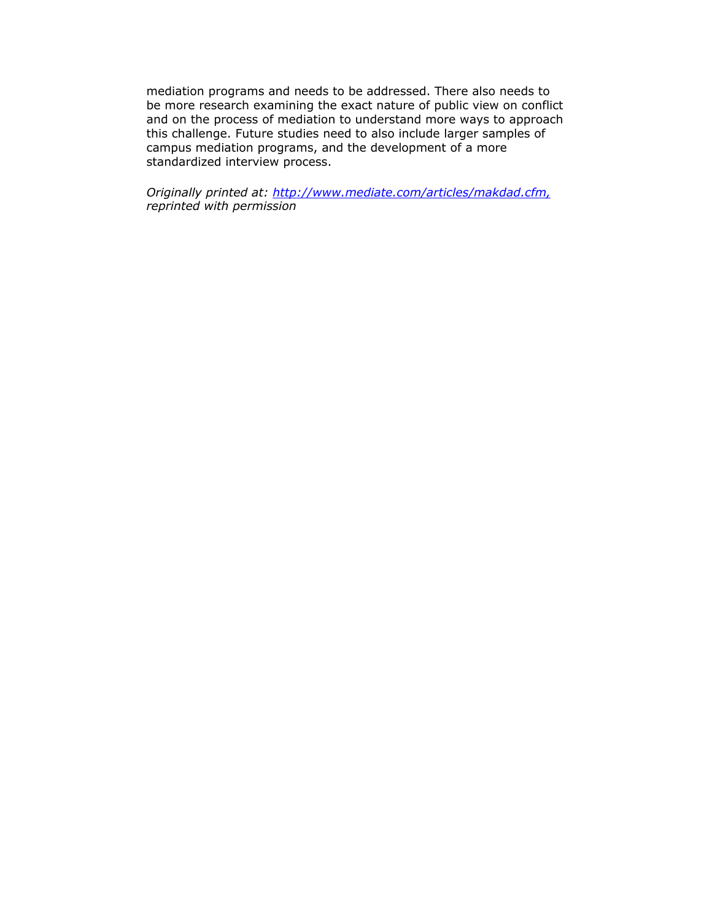mediation programs and needs to be addressed. There also needs to be more research examining the exact nature of public view on conflict and on the process of mediation to understand more ways to approach this challenge. Future studies need to also include larger samples of campus mediation programs, and the development of a more standardized interview process.

*Originally printed at: [http://www.mediate.com/articles/makdad.cfm,](http://www.mediate.com/articles/makdad.cfm) reprinted with permission*